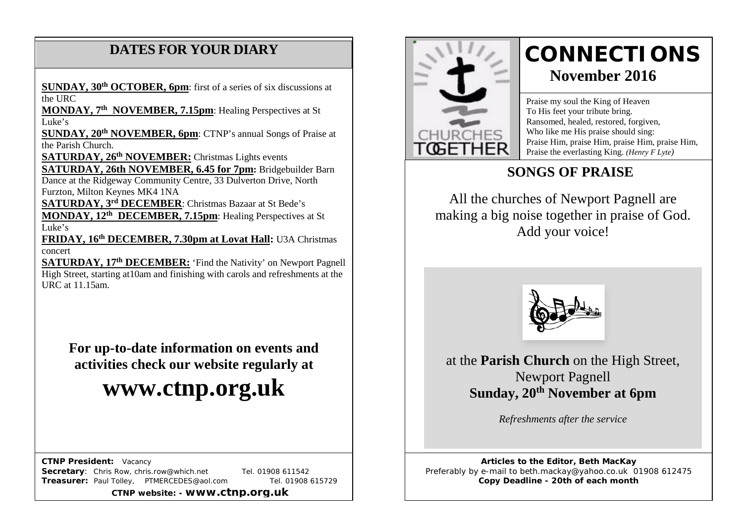## DATES FOR YOUR DIARY

**SUNDAY, 30th OCTOBER, 6pm**: first of a series of six discussions at the URC

**MONDAY, 7th NOVEMBER, 7.15pm**: Healing Perspectives at St Luke's

**SUNDAY, 20th NOVEMBER, 6pm**: CTNP's annual Songs of Praise at the Parish Church.

**SATURDAY, 26th NOVEMBER:** Christmas Lights events

**SATURDAY, 26th NOVEMBER, 6.45 for 7pm:** Bridgebuilder Barn Dance at the Ridgeway Community Centre, 33 Dulverton Drive, North Furzton, Milton Keynes MK4 1NA

**SATURDAY, 3rd DECEMBER**: Christmas Bazaar at St Bede's

**MONDAY, 12th DECEMBER, 7.15pm**: Healing Perspectives at St Luke's

**FRIDAY, 16th DECEMBER, 7.30pm at Lovat Hall:** U3A Christmas concert

**SATURDAY, 17th DECEMBER:** 'Find the Nativity' on Newport Pagnell High Street, starting at10am and finishing with carols and refreshments at the URC at 11.15am.

**For up-to-date information on events and activities check our website regularly at**

# www.ctnp.org.uk

**CTNP President:** Vacancy
**Secretary**: Chris Row, chris.row@which.net Tel. 01908 611542
**Treasurer:** Paul Tolley, PTMERCEDES@aol.com Tel. 01908 615729

**CTNP website: - www.ctnp.org.uk**

# CONNECTIONS

## November 2016

Praise my soul the King of Heaven
To His feet your tribute bring.
Ransomed, healed, restored, forgiven,
Who like me His praise should sing:
Praise Him, praise Him, praise Him, praise Him,
Praise the everlasting King. *(Henry F Lyte)*

## SONGS OF PRAISE

All the churches of Newport Pagnell are making a big noise together in praise of God. Add your voice!

at the **Parish Church** on the High Street, Newport Pagnell
**Sunday, 20th November at 6pm**

*Refreshments after the service*

**Articles to the Editor, Beth MacKay**
Preferably by e-mail to beth.mackay@yahoo.co.uk 01908 612475
**Copy Deadline - 20th of each month**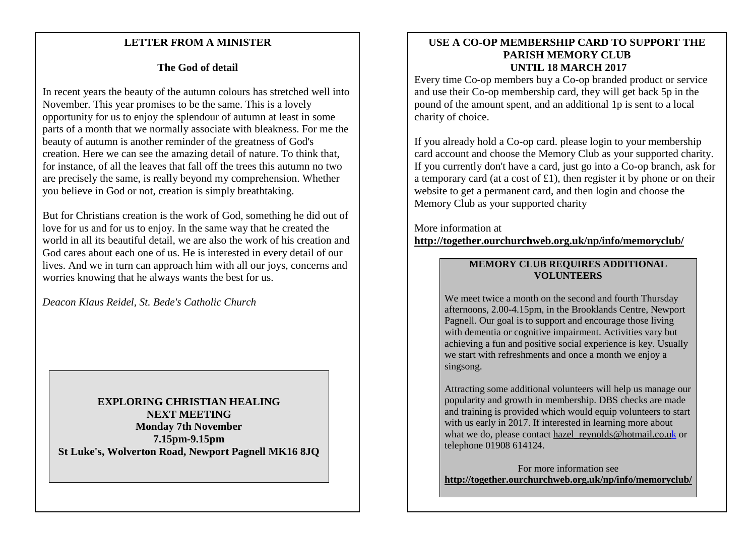## LETTER FROM A MINISTER

### The God of detail

In recent years the beauty of the autumn colours has stretched well into November. This year promises to be the same. This is a lovely opportunity for us to enjoy the splendour of autumn at least in some parts of a month that we normally associate with bleakness. For me the beauty of autumn is another reminder of the greatness of God's creation. Here we can see the amazing detail of nature. To think that, for instance, of all the leaves that fall off the trees this autumn no two are precisely the same, is really beyond my comprehension. Whether you believe in God or not, creation is simply breathtaking.

But for Christians creation is the work of God, something he did out of love for us and for us to enjoy. In the same way that he created the world in all its beautiful detail, we are also the work of his creation and God cares about each one of us. He is interested in every detail of our lives. And we in turn can approach him with all our joys, concerns and worries knowing that he always wants the best for us.

*Deacon Klaus Reidel, St. Bede's Catholic Church*

**EXPLORING CHRISTIAN HEALING**
**NEXT MEETING**
**Monday 7th November**
**7.15pm-9.15pm**
**St Luke's, Wolverton Road, Newport Pagnell MK16 8JQ**

## USE A CO-OP MEMBERSHIP CARD TO SUPPORT THE PARISH MEMORY CLUB UNTIL 18 MARCH 2017

Every time Co-op members buy a Co-op branded product or service and use their Co-op membership card, they will get back 5p in the pound of the amount spent, and an additional 1p is sent to a local charity of choice.

If you already hold a Co-op card. please login to your membership card account and choose the Memory Club as your supported charity. If you currently don't have a card, just go into a Co-op branch, ask for a temporary card (at a cost of £1), then register it by phone or on their website to get a permanent card, and then login and choose the Memory Club as your supported charity

More information at
**http://together.ourchurchweb.org.uk/np/info/memoryclub/**

### MEMORY CLUB REQUIRES ADDITIONAL VOLUNTEERS

We meet twice a month on the second and fourth Thursday afternoons, 2.00-4.15pm, in the Brooklands Centre, Newport Pagnell. Our goal is to support and encourage those living with dementia or cognitive impairment. Activities vary but achieving a fun and positive social experience is key. Usually we start with refreshments and once a month we enjoy a singsong.

Attracting some additional volunteers will help us manage our popularity and growth in membership. DBS checks are made and training is provided which would equip volunteers to start with us early in 2017. If interested in learning more about what we do, please contact hazel_reynolds@hotmail.co.uk or telephone 01908 614124.

For more information see
**http://together.ourchurchweb.org.uk/np/info/memoryclub/**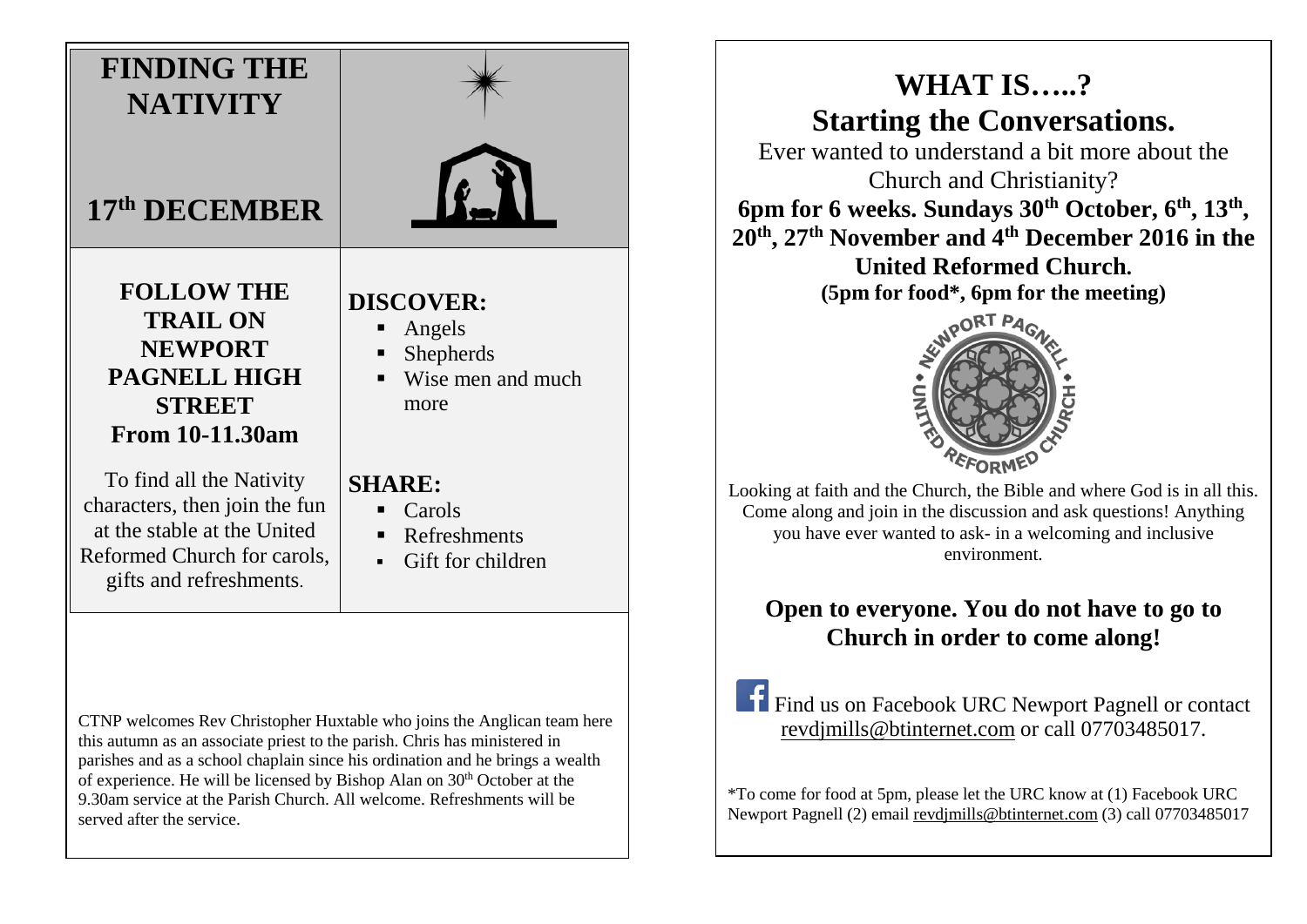# FINDING THE NATIVITY

## 17th DECEMBER

**FOLLOW THE TRAIL ON NEWPORT PAGNELL HIGH STREET**
**From 10-11.30am**

To find all the Nativity characters, then join the fun at the stable at the United Reformed Church for carols, gifts and refreshments.

**DISCOVER:**

- Angels
- Shepherds
- Wise men and much more

**SHARE:**

- Carols
- Refreshments
- Gift for children

CTNP welcomes Rev Christopher Huxtable who joins the Anglican team here this autumn as an associate priest to the parish. Chris has ministered in parishes and as a school chaplain since his ordination and he brings a wealth of experience. He will be licensed by Bishop Alan on 30th October at the 9.30am service at the Parish Church. All welcome. Refreshments will be served after the service.

# WHAT IS…..?
## Starting the Conversations.

Ever wanted to understand a bit more about the Church and Christianity?

**6pm for 6 weeks. Sundays 30th October, 6th, 13th, 20th, 27th November and 4th December 2016 in the United Reformed Church.**
**(5pm for food*, 6pm for the meeting)**

Looking at faith and the Church, the Bible and where God is in all this. Come along and join in the discussion and ask questions! Anything you have ever wanted to ask- in a welcoming and inclusive environment.

**Open to everyone. You do not have to go to Church in order to come along!**

Find us on Facebook URC Newport Pagnell or contact revdjmills@btinternet.com or call 07703485017.

*To come for food at 5pm, please let the URC know at (1) Facebook URC Newport Pagnell (2) email revdjmills@btinternet.com (3) call 07703485017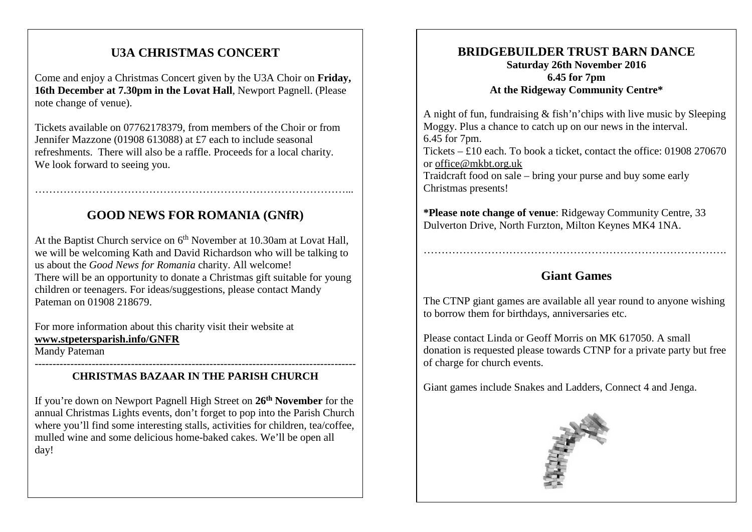## U3A CHRISTMAS CONCERT

Come and enjoy a Christmas Concert given by the U3A Choir on **Friday, 16th December at 7.30pm in the Lovat Hall**, Newport Pagnell. (Please note change of venue).

Tickets available on 07762178379, from members of the Choir or from Jennifer Mazzone (01908 613088) at £7 each to include seasonal refreshments. There will also be a raffle. Proceeds for a local charity. We look forward to seeing you.

……………………………………………………………………………...

## GOOD NEWS FOR ROMANIA (GNfR)

At the Baptist Church service on 6th November at 10.30am at Lovat Hall, we will be welcoming Kath and David Richardson who will be talking to us about the *Good News for Romania* charity. All welcome!
There will be an opportunity to donate a Christmas gift suitable for young children or teenagers. For ideas/suggestions, please contact Mandy Pateman on 01908 218679.

For more information about this charity visit their website at **www.stpetersparish.info/GNFR**
Mandy Pateman

-----------------------------------------------------------------------------------------

### CHRISTMAS BAZAAR IN THE PARISH CHURCH

If you're down on Newport Pagnell High Street on **26th November** for the annual Christmas Lights events, don't forget to pop into the Parish Church where you'll find some interesting stalls, activities for children, tea/coffee, mulled wine and some delicious home-baked cakes. We'll be open all day!

## BRIDGEBUILDER TRUST BARN DANCE

**Saturday 26th November 2016**
**6.45 for 7pm**
**At the Ridgeway Community Centre***

A night of fun, fundraising & fish'n'chips with live music by Sleeping Moggy. Plus a chance to catch up on our news in the interval.
6.45 for 7pm.
Tickets – £10 each. To book a ticket, contact the office: 01908 270670 or office@mkbt.org.uk
Traidcraft food on sale – bring your purse and buy some early Christmas presents!

***Please note change of venue**: Ridgeway Community Centre, 33 Dulverton Drive, North Furzton, Milton Keynes MK4 1NA.

…………………………………………………………………………….

## Giant Games

The CTNP giant games are available all year round to anyone wishing to borrow them for birthdays, anniversaries etc.

Please contact Linda or Geoff Morris on MK 617050. A small donation is requested please towards CTNP for a private party but free of charge for church events.

Giant games include Snakes and Ladders, Connect 4 and Jenga.